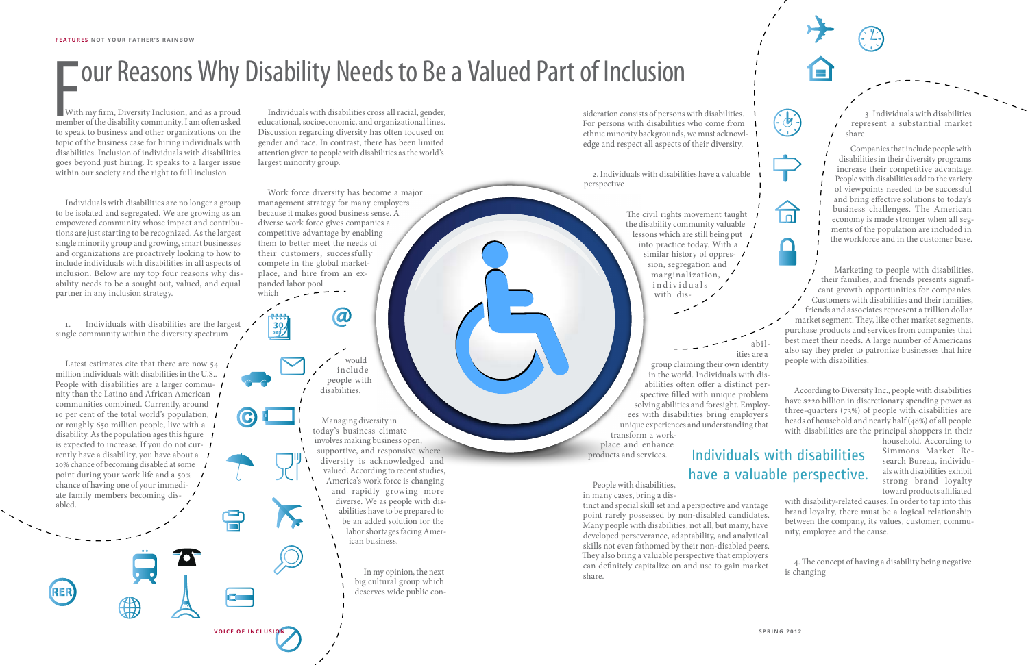# Four Reasons Why Disability Needs to Be a Valued Part of Inclusion

With my firm, Diversity Inclusion, and as a proud member of the disability community, I am often asked to speak to business and other organizations on the topic of the business case for hiring individuals with disabilities. Inclusion of individuals with disabilities goes beyond just hiring. It speaks to a larger issue within our society and the right to full inclusion.

Individuals with disabilities are no longer a group to be isolated and segregated. We are growing as an empowered community whose impact and contributions are just starting to be recognized. As the largest single minority group and growing, smart businesses and organizations are proactively looking to how to include individuals with disabilities in all aspects of inclusion. Below are my top four reasons why disability needs to be a sought out, valued, and equal partner in any inclusion strategy.

## 1. Individuals with disabilities are the largest single community within the diversity spectrum

Latest estimates cite that there are now 54 million individuals with disabilities in the U.S.. People with disabilities are a larger community than the Latino and African American communities combined. Currently, around 10 per cent of the total world's population, or roughly 650 million people, live with a disability. As the population ages this figure is expected to increase. If you do not currently have a disability, you have about a 20% chance of becoming disabled at some point during your work life and a 50% chance of having one of your immediate family members becoming disabled.

Individuals with disabilities cross all racial, gender, educational, socioeconomic, and organizational lines. Discussion regarding diversity has often focused on gender and race. In contrast, there has been limited attention given to people with disabilities as the world's largest minority group.

Work force diversity has become a major management strategy for many employers because it makes good business sense. A diverse work force gives companies a competitive advantage by enabling them to better meet the needs of their customers, successfully compete in the global marketplace, and hire from an expanded labor pool which would include people with disabilities.

Managing diversity in today's business climate involves making business open, supportive, and responsive where diversity is acknowledged and valued. According to recent studies, America's work force is changing and rapidly growing more diverse. We as people with disabilities have to be prepared to be an added solution for the labor shortages facing American business.

In my opinion, the next big cultural group which deserves wide public consideration consists of persons with disabilities. For persons with disabilities who come from ethnic minority backgrounds, we must acknowledge and respect all aspects of their diversity.

## 2. Individuals with disabilities have a valuable perspective

The civil rights movement taught the disability community valuable lessons which are still being put into practice today. With a similar history of oppression, segregation and marginalization, individuals with disabilities are a group claiming their own identity in the world. Individuals with disabilities often offer a distinct perspective filled with unique problem solving abilities and foresight. Employees with disabilities bring employers unique experiences and understanding that transform a work-place and enhance products and services.

> Individuals with disabilities have a valuable perspective.

People with disabilities, in many cases, bring a distinct and special skill set and a perspective and vantage point rarely possessed by non-disabled candidates. Many people with disabilities, not all, but many, have developed perseverance, adaptability, and analytical skills not even fathomed by their non-disabled peers. They also bring a valuable perspective that employers can definitely capitalize on and use to gain market share.

## 3. Individuals with disabilities represent a substantial market share

Companies that include people with disabilities in their diversity programs increase their competitive advantage. People with disabilities add to the variety of viewpoints needed to be successful and bring effective solutions to today's business challenges. The American economy is made stronger when all segments of the population are included in the workforce and in the customer base.

Marketing to people with disabilities, their families, and friends presents significant growth opportunities for companies. Customers with disabilities and their families, friends and associates represent a trillion dollar market segment. They, like other market segments, purchase products and services from companies that best meet their needs. A large number of Americans also say they prefer to patronize businesses that hire people with disabilities.

According to Diversity Inc., people with disabilities have $220 billion in discretionary spending power as three-quarters (73%) of people with disabilities are heads of household and nearly half (48%) of all people with disabilities are the principal shoppers in their household. According to Simmons Market Research Bureau, individuals with disabilities exhibit strong brand loyalty toward products affiliated with disability-related causes. In order to tap into this brand loyalty, there must be a logical relationship between the company, its values, customer, community, employee and the cause.

## 4. The concept of having a disability being negative is changing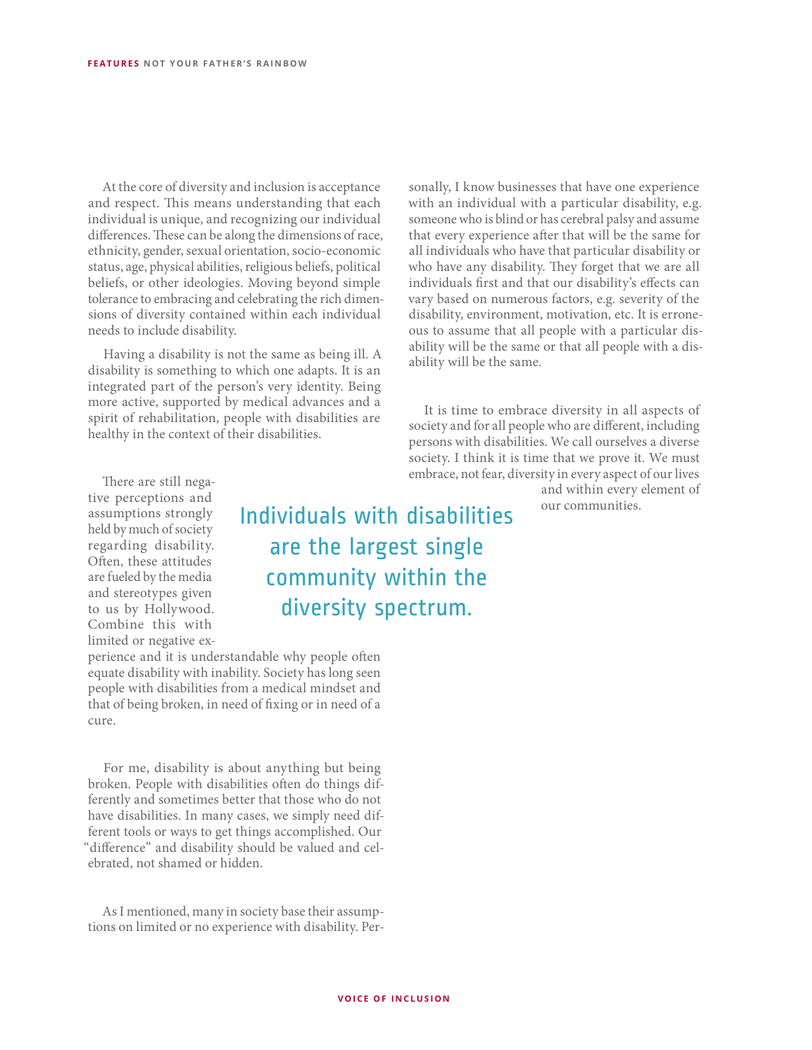At the core of diversity and inclusion is acceptance and respect. This means understanding that each individual is unique, and recognizing our individual differences. These can be along the dimensions of race, ethnicity, gender, sexual orientation, socio-economic status, age, physical abilities, religious beliefs, political beliefs, or other ideologies. Moving beyond simple tolerance to embracing and celebrating the rich dimensions of diversity contained within each individual needs to include disability.

Having a disability is not the same as being ill. A disability is something to which one adapts. It is an integrated part of the person's very identity. Being more active, supported by medical advances and a spirit of rehabilitation, people with disabilities are healthy in the context of their disabilities.

There are still negative perceptions and assumptions strongly held by much of society regarding disability. Often, these attitudes are fueled by the media and stereotypes given to us by Hollywood. Combine this with limited or negative experience and it is understandable why people often equate disability with inability. Society has long seen people with disabilities from a medical mindset and that of being broken, in need of fixing or in need of a cure.

> Individuals with disabilities are the largest single community within the diversity spectrum.

For me, disability is about anything but being broken. People with disabilities often do things differently and sometimes better that those who do not have disabilities. In many cases, we simply need different tools or ways to get things accomplished. Our "difference" and disability should be valued and celebrated, not shamed or hidden.

As I mentioned, many in society base their assumptions on limited or no experience with disability. Personally, I know businesses that have one experience with an individual with a particular disability, e.g. someone who is blind or has cerebral palsy and assume that every experience after that will be the same for all individuals who have that particular disability or who have any disability. They forget that we are all individuals first and that our disability's effects can vary based on numerous factors, e.g. severity of the disability, environment, motivation, etc. It is erroneous to assume that all people with a particular disability will be the same or that all people with a disability will be the same.

It is time to embrace diversity in all aspects of society and for all people who are different, including persons with disabilities. We call ourselves a diverse society. I think it is time that we prove it. We must embrace, not fear, diversity in every aspect of our lives and within every element of our communities.